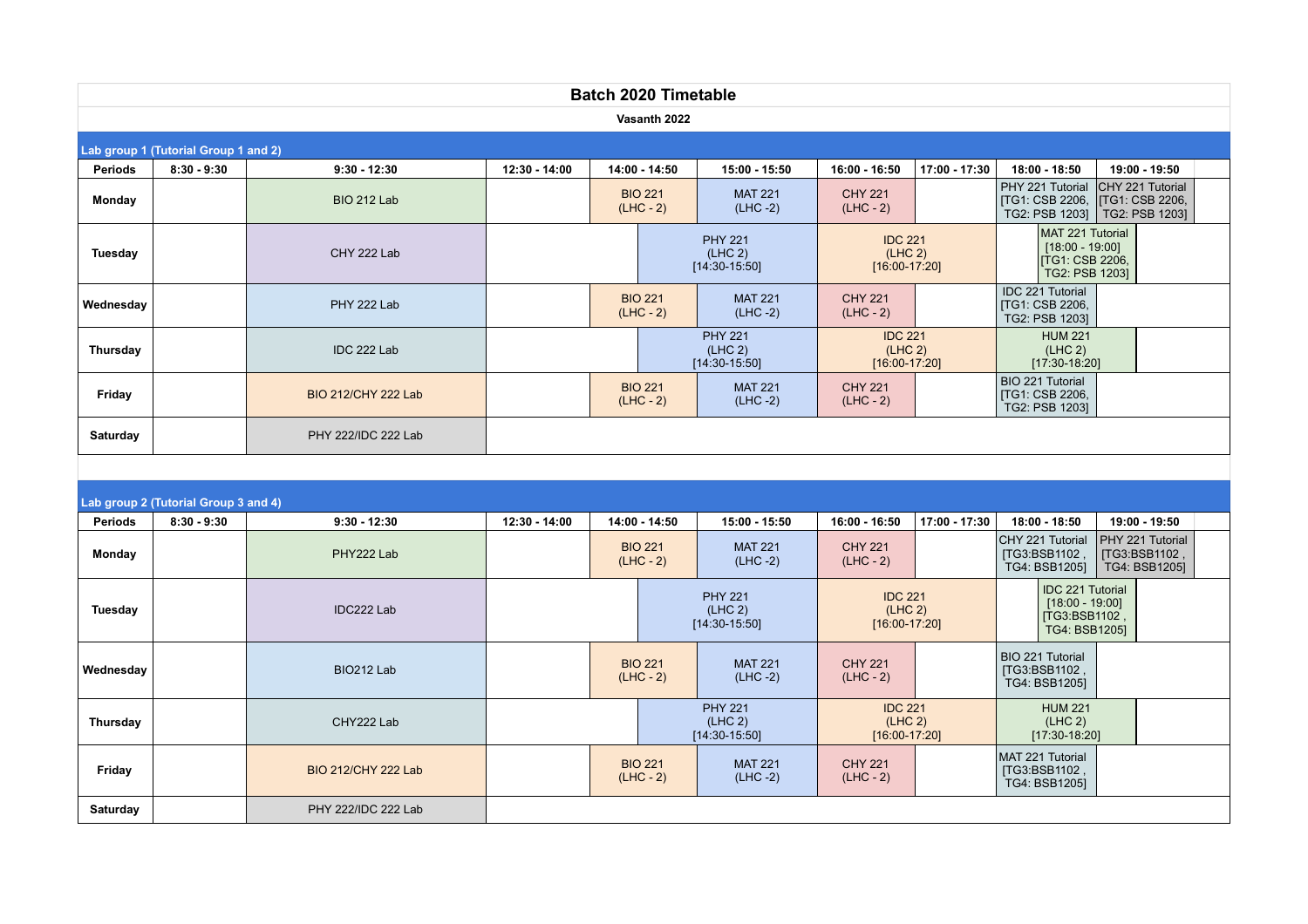# Batch 2020 Timetable

**Vasanth 2022**

## Lab group 1 (Tutorial Group 1 and 2)

| Periods | 8:30 - 9:30 | 9:30 - 12:30 | 12:30 - 14:00 | 14:00 - 14:50 | 15:00 - 15:50 | 16:00 - 16:50 | 17:00 - 17:30 | 18:00 - 18:50 | 19:00 - 19:50 |
|---|---|---|---|---|---|---|---|---|---|
| **Monday** | | BIO 212 Lab | | BIO 221 (LHC - 2) | MAT 221 (LHC -2) | CHY 221 (LHC - 2) | | PHY 221 Tutorial [TG1: CSB 2206, TG2: PSB 1203] | CHY 221 Tutorial [TG1: CSB 2206, TG2: PSB 1203] |
| **Tuesday** | | CHY 222 Lab | | | PHY 221 (LHC 2) [14:30-15:50] | IDC 221 (LHC 2) [16:00-17:20] | | MAT 221 Tutorial [18:00 - 19:00] [TG1: CSB 2206, TG2: PSB 1203] | |
| **Wednesday** | | PHY 222 Lab | | BIO 221 (LHC - 2) | MAT 221 (LHC -2) | CHY 221 (LHC - 2) | | IDC 221 Tutorial [TG1: CSB 2206, TG2: PSB 1203] | |
| **Thursday** | | IDC 222 Lab | | | PHY 221 (LHC 2) [14:30-15:50] | IDC 221 (LHC 2) [16:00-17:20] | | HUM 221 (LHC 2) [17:30-18:20] | |
| **Friday** | | BIO 212/CHY 222 Lab | | BIO 221 (LHC - 2) | MAT 221 (LHC -2) | CHY 221 (LHC - 2) | | BIO 221 Tutorial [TG1: CSB 2206, TG2: PSB 1203] | |
| **Saturday** | | PHY 222/IDC 222 Lab | | | | | | | |

## Lab group 2 (Tutorial Group 3 and 4)

| Periods | 8:30 - 9:30 | 9:30 - 12:30 | 12:30 - 14:00 | 14:00 - 14:50 | 15:00 - 15:50 | 16:00 - 16:50 | 17:00 - 17:30 | 18:00 - 18:50 | 19:00 - 19:50 |
|---|---|---|---|---|---|---|---|---|---|
| **Monday** | | PHY222 Lab | | BIO 221 (LHC - 2) | MAT 221 (LHC -2) | CHY 221 (LHC - 2) | | CHY 221 Tutorial [TG3:BSB1102 , TG4: BSB1205] | PHY 221 Tutorial [TG3:BSB1102 , TG4: BSB1205] |
| **Tuesday** | | IDC222 Lab | | | PHY 221 (LHC 2) [14:30-15:50] | IDC 221 (LHC 2) [16:00-17:20] | | IDC 221 Tutorial [18:00 - 19:00] [TG3:BSB1102 , TG4: BSB1205] | |
| **Wednesday** | | BIO212 Lab | | BIO 221 (LHC - 2) | MAT 221 (LHC -2) | CHY 221 (LHC - 2) | | BIO 221 Tutorial [TG3:BSB1102 , TG4: BSB1205] | |
| **Thursday** | | CHY222 Lab | | | PHY 221 (LHC 2) [14:30-15:50] | IDC 221 (LHC 2) [16:00-17:20] | | HUM 221 (LHC 2) [17:30-18:20] | |
| **Friday** | | BIO 212/CHY 222 Lab | | BIO 221 (LHC - 2) | MAT 221 (LHC -2) | CHY 221 (LHC - 2) | | MAT 221 Tutorial [TG3:BSB1102 , TG4: BSB1205] | |
| **Saturday** | | PHY 222/IDC 222 Lab | | | | | | | |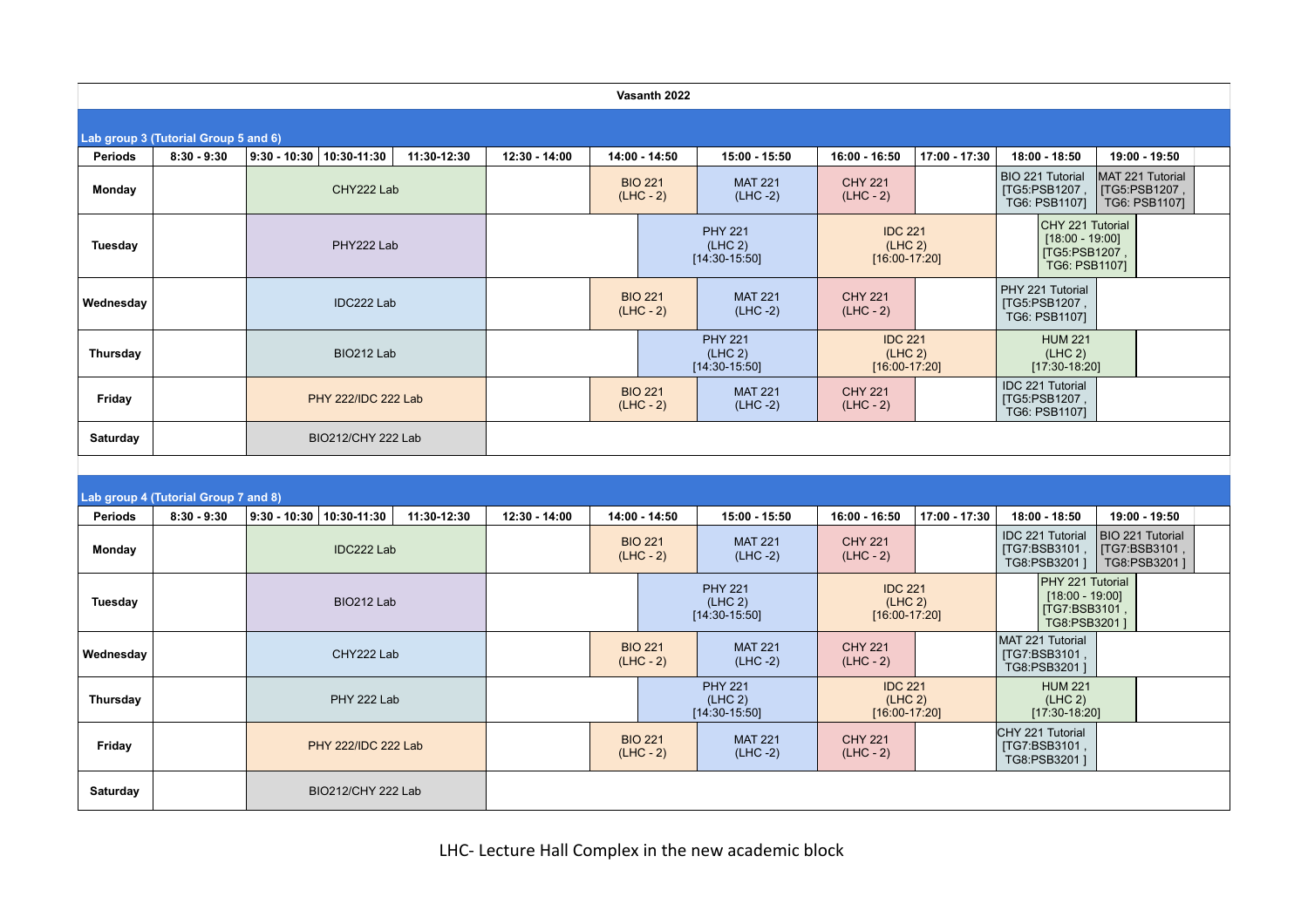**Vasanth 2022**

**Lab group 3 (Tutorial Group 5 and 6)**

| Periods | 8:30 - 9:30 | 9:30 - 10:30 | 10:30-11:30 | 11:30-12:30 | 12:30 - 14:00 | 14:00 - 14:50 | 15:00 - 15:50 | 16:00 - 16:50 | 17:00 - 17:30 | 18:00 - 18:50 | 19:00 - 19:50 |
|---|---|---|---|---|---|---|---|---|---|---|---|
| **Monday** | | CHY222 Lab | | | | BIO 221 (LHC - 2) | MAT 221 (LHC -2) | CHY 221 (LHC - 2) | | BIO 221 Tutorial [TG5:PSB1207 , TG6: PSB1107] | MAT 221 Tutorial [TG5:PSB1207 , TG6: PSB1107] |
| **Tuesday** | | PHY222 Lab | | | | PHY 221 (LHC 2) [14:30-15:50] | | IDC 221 (LHC 2) [16:00-17:20] | | CHY 221 Tutorial [18:00 - 19:00] [TG5:PSB1207 , TG6: PSB1107] | |
| **Wednesday** | | IDC222 Lab | | | | BIO 221 (LHC - 2) | MAT 221 (LHC -2) | CHY 221 (LHC - 2) | | PHY 221 Tutorial [TG5:PSB1207 , TG6: PSB1107] | |
| **Thursday** | | BIO212 Lab | | | | PHY 221 (LHC 2) [14:30-15:50] | | IDC 221 (LHC 2) [16:00-17:20] | | HUM 221 (LHC 2) [17:30-18:20] | |
| **Friday** | | PHY 222/IDC 222 Lab | | | | BIO 221 (LHC - 2) | MAT 221 (LHC -2) | CHY 221 (LHC - 2) | | IDC 221 Tutorial [TG5:PSB1207 , TG6: PSB1107] | |
| **Saturday** | | BIO212/CHY 222 Lab | | | | | | | | | |

**Lab group 4 (Tutorial Group 7 and 8)**

| Periods | 8:30 - 9:30 | 9:30 - 10:30 | 10:30-11:30 | 11:30-12:30 | 12:30 - 14:00 | 14:00 - 14:50 | 15:00 - 15:50 | 16:00 - 16:50 | 17:00 - 17:30 | 18:00 - 18:50 | 19:00 - 19:50 |
|---|---|---|---|---|---|---|---|---|---|---|---|
| **Monday** | | IDC222 Lab | | | | BIO 221 (LHC - 2) | MAT 221 (LHC -2) | CHY 221 (LHC - 2) | | IDC 221 Tutorial [TG7:BSB3101 , TG8:PSB3201 ] | BIO 221 Tutorial [TG7:BSB3101 , TG8:PSB3201 ] |
| **Tuesday** | | BIO212 Lab | | | | PHY 221 (LHC 2) [14:30-15:50] | | IDC 221 (LHC 2) [16:00-17:20] | | PHY 221 Tutorial [18:00 - 19:00] [TG7:BSB3101 , TG8:PSB3201 ] | |
| **Wednesday** | | CHY222 Lab | | | | BIO 221 (LHC - 2) | MAT 221 (LHC -2) | CHY 221 (LHC - 2) | | MAT 221 Tutorial [TG7:BSB3101 , TG8:PSB3201 ] | |
| **Thursday** | | PHY 222 Lab | | | | PHY 221 (LHC 2) [14:30-15:50] | | IDC 221 (LHC 2) [16:00-17:20] | | HUM 221 (LHC 2) [17:30-18:20] | |
| **Friday** | | PHY 222/IDC 222 Lab | | | | BIO 221 (LHC - 2) | MAT 221 (LHC -2) | CHY 221 (LHC - 2) | | CHY 221 Tutorial [TG7:BSB3101 , TG8:PSB3201 ] | |
| **Saturday** | | BIO212/CHY 222 Lab | | | | | | | | | |

LHC- Lecture Hall Complex in the new academic block